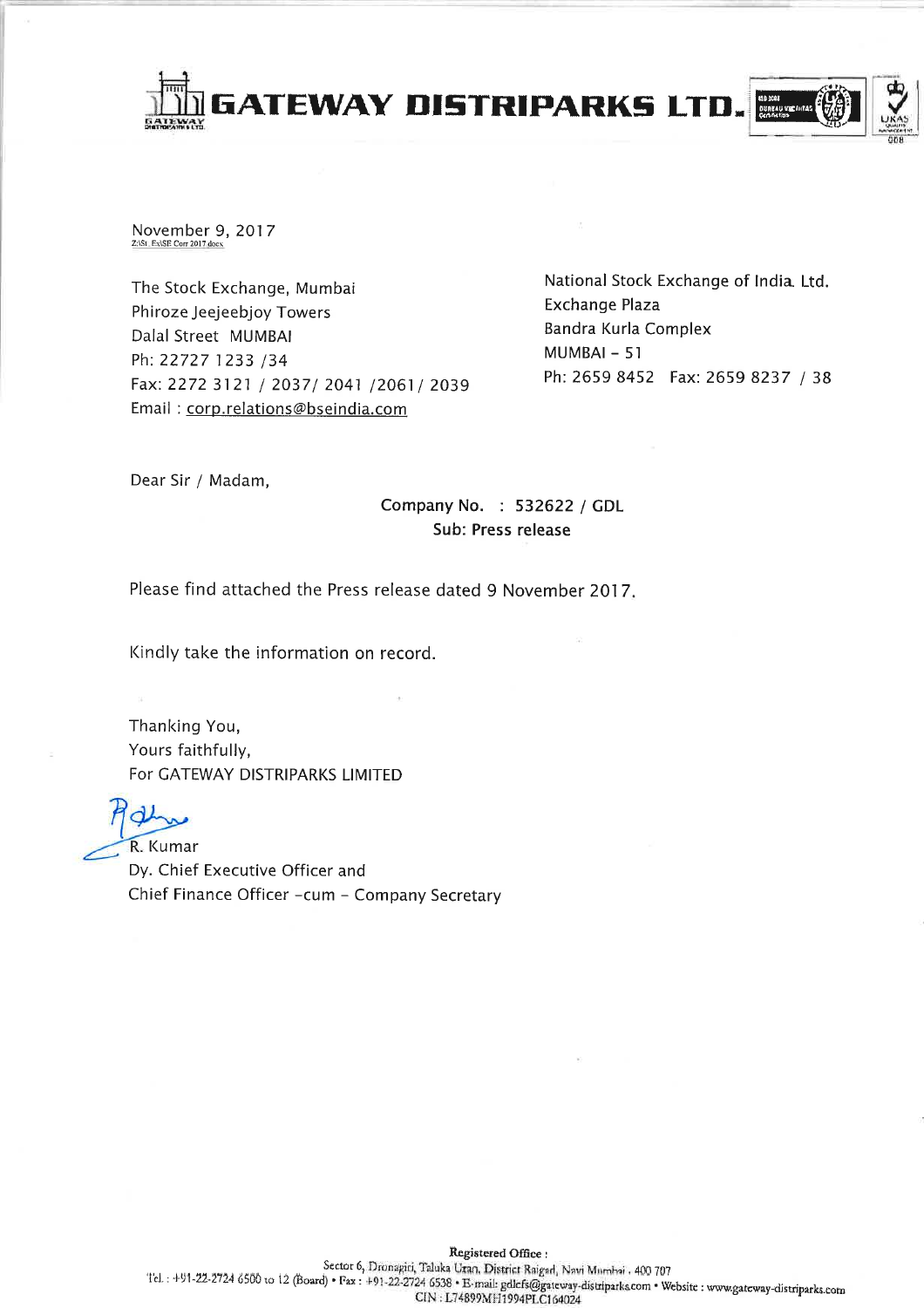# GATEWAY DISTRIPARKS LTD.

November 9, 2017
Z:\SL_Ex\SE Corr 2017.docx

The Stock Exchange, Mumbai
Phiroze Jeejeebjoy Towers
Dalal Street MUMBAI
Ph: 22727 1233 /34
Fax: 2272 3121 / 2037/ 2041 /2061/ 2039
Email : corp.relations@bseindia.com

National Stock Exchange of India Ltd.
Exchange Plaza
Bandra Kurla Complex
MUMBAI – 51
Ph: 2659 8452 Fax: 2659 8237 / 38

Dear Sir / Madam,

Company No. : 532622 / GDL
**Sub: Press release**

Please find attached the Press release dated 9 November 2017.

Kindly take the information on record.

Thanking You,
Yours faithfully,
For GATEWAY DISTRIPARKS LIMITED

R. Kumar
Dy. Chief Executive Officer and
Chief Finance Officer -cum - Company Secretary

**Registered Office :**
Sector 6, Dronagiri, Taluka Uran, District Raigad, Navi Mumbai - 400 707
Tel. : +91-22-2724 6500 to 12 (Board) • Fax : +91-22-2724 6538 • E-mail: gdlcfs@gateway-distriparks.com • Website : www.gateway-distriparks.com
CIN : L74899MH1994PLC164024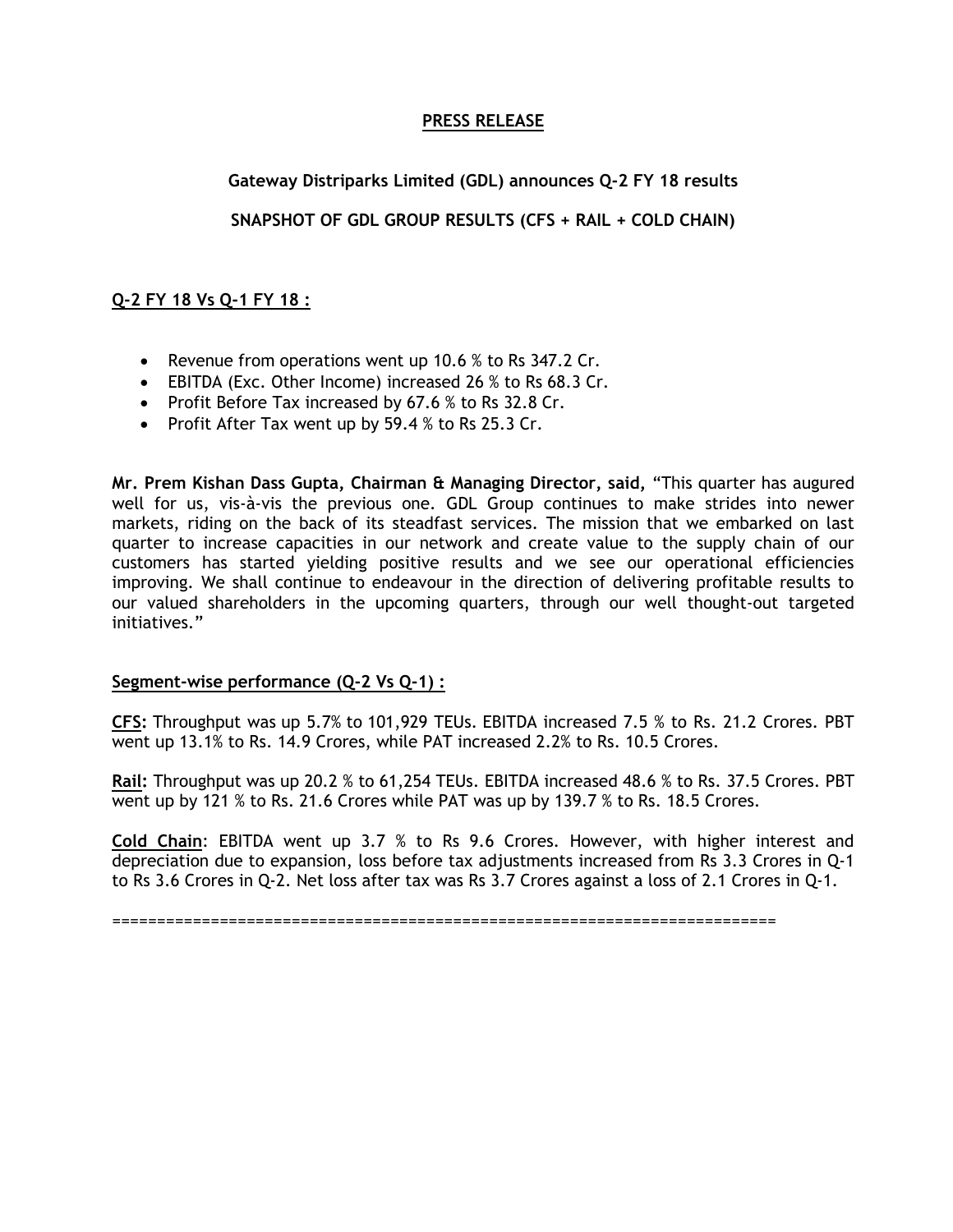**PRESS RELEASE**

**Gateway Distriparks Limited (GDL) announces Q-2 FY 18 results**

**SNAPSHOT OF GDL GROUP RESULTS (CFS + RAIL + COLD CHAIN)**

**Q-2 FY 18 Vs Q-1 FY 18 :**

- Revenue from operations went up 10.6 % to Rs 347.2 Cr.
- EBITDA (Exc. Other Income) increased 26 % to Rs 68.3 Cr.
- Profit Before Tax increased by 67.6 % to Rs 32.8 Cr.
- Profit After Tax went up by 59.4 % to Rs 25.3 Cr.

**Mr. Prem Kishan Dass Gupta, Chairman & Managing Director, said,** "This quarter has augured well for us, vis-à-vis the previous one. GDL Group continues to make strides into newer markets, riding on the back of its steadfast services. The mission that we embarked on last quarter to increase capacities in our network and create value to the supply chain of our customers has started yielding positive results and we see our operational efficiencies improving. We shall continue to endeavour in the direction of delivering profitable results to our valued shareholders in the upcoming quarters, through our well thought-out targeted initiatives."

**Segment-wise performance (Q-2 Vs Q-1) :**

**CFS:** Throughput was up 5.7% to 101,929 TEUs. EBITDA increased 7.5 % to Rs. 21.2 Crores. PBT went up 13.1% to Rs. 14.9 Crores, while PAT increased 2.2% to Rs. 10.5 Crores.

**Rail:** Throughput was up 20.2 % to 61,254 TEUs. EBITDA increased 48.6 % to Rs. 37.5 Crores. PBT went up by 121 % to Rs. 21.6 Crores while PAT was up by 139.7 % to Rs. 18.5 Crores.

**Cold Chain**: EBITDA went up 3.7 % to Rs 9.6 Crores. However, with higher interest and depreciation due to expansion, loss before tax adjustments increased from Rs 3.3 Crores in Q-1 to Rs 3.6 Crores in Q-2. Net loss after tax was Rs 3.7 Crores against a loss of 2.1 Crores in Q-1.

========================================================================